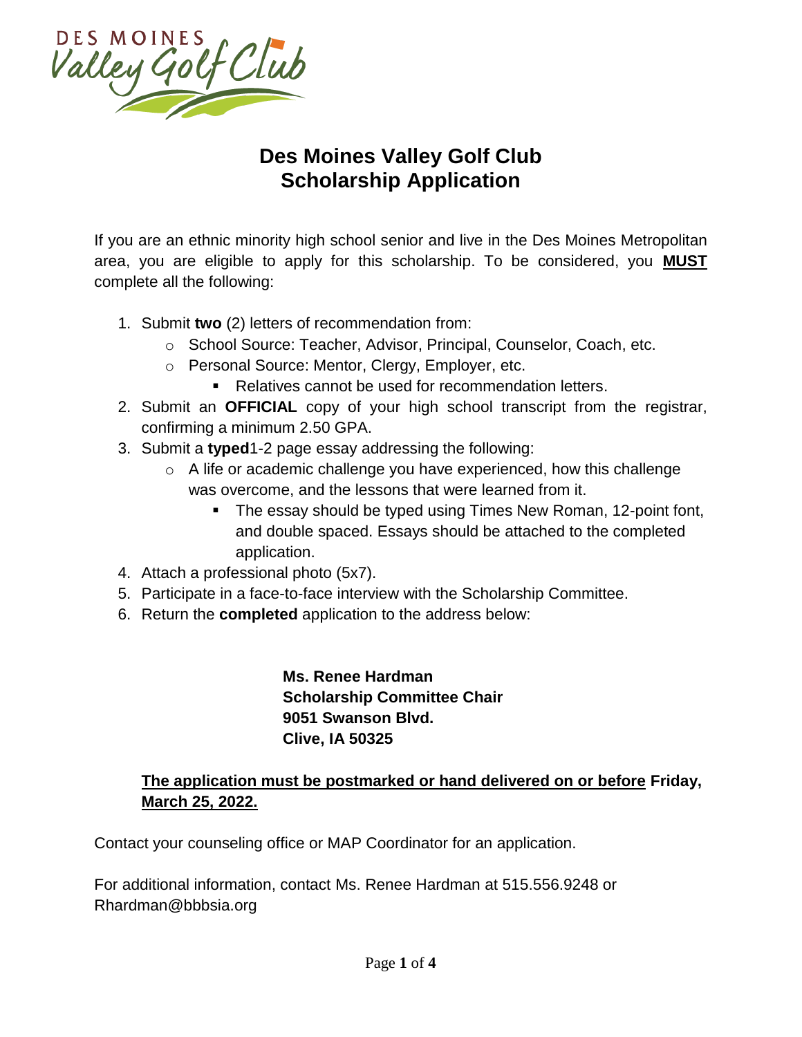# Des Moines Valley Golf Club Scholarship Application

If you are an ethnic minority high school senior and live in the Des Moines Metropolitan area, you are eligible to apply for this scholarship. To be considered, you **MUST** complete all the following:

1. Submit **two** (2) letters of recommendation from:
   - School Source: Teacher, Advisor, Principal, Counselor, Coach, etc.
   - Personal Source: Mentor, Clergy, Employer, etc.
     - Relatives cannot be used for recommendation letters.
2. Submit an **OFFICIAL** copy of your high school transcript from the registrar, confirming a minimum 2.50 GPA.
3. Submit a **typed**1-2 page essay addressing the following:
   - A life or academic challenge you have experienced, how this challenge was overcome, and the lessons that were learned from it.
     - The essay should be typed using Times New Roman, 12-point font, and double spaced. Essays should be attached to the completed application.
4. Attach a professional photo (5x7).
5. Participate in a face-to-face interview with the Scholarship Committee.
6. Return the **completed** application to the address below:

**Ms. Renee Hardman**
**Scholarship Committee Chair**
**9051 Swanson Blvd.**
**Clive, IA 50325**

**The application must be postmarked or hand delivered on or before Friday, March 25, 2022.**

Contact your counseling office or MAP Coordinator for an application.

For additional information, contact Ms. Renee Hardman at 515.556.9248 or Rhardman@bbbsia.org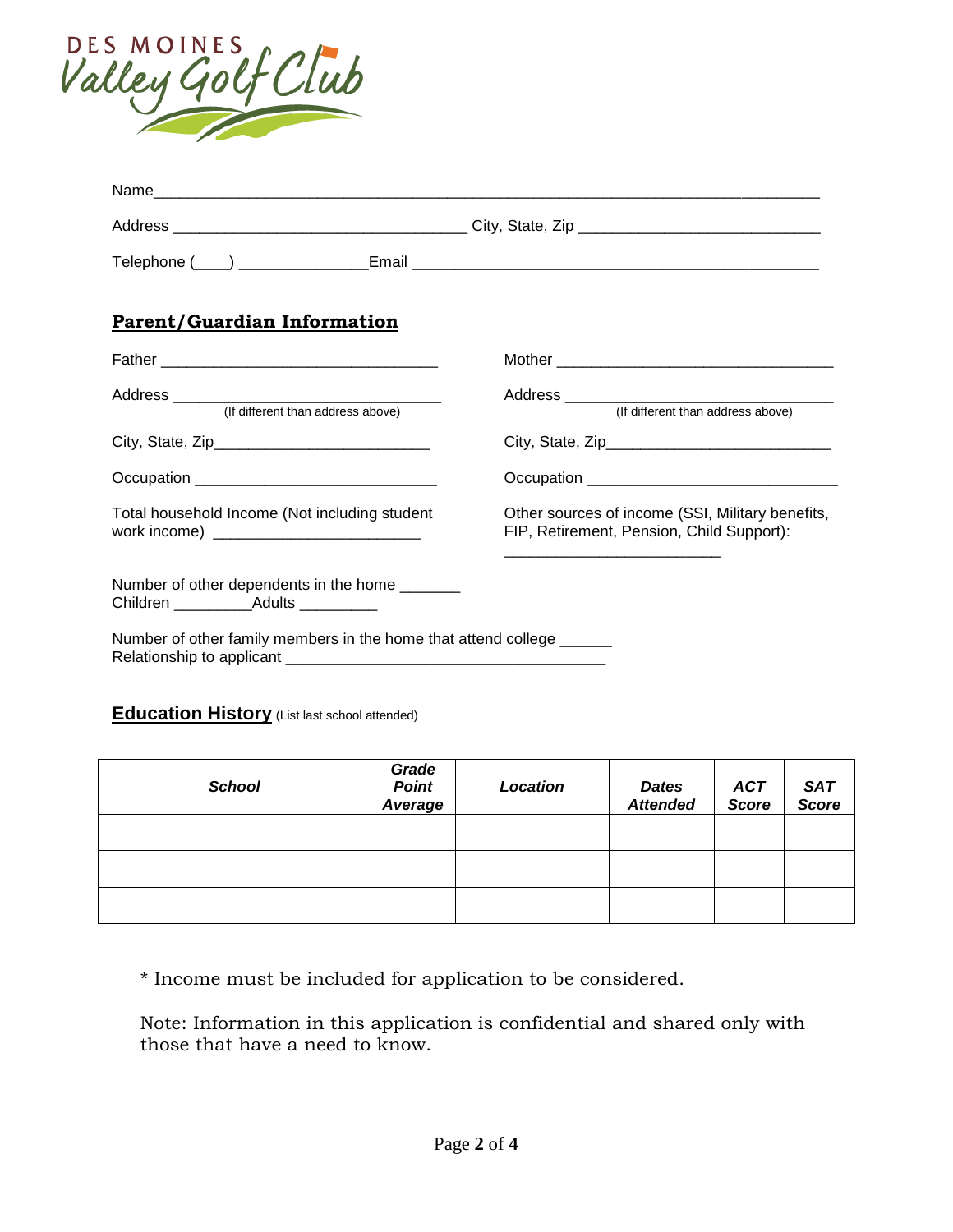DES MOINES Valley Golf Club

Name___________________________________________________________________________

Address _________________________________ City, State, Zip ___________________________

Telephone (____) ______________Email ______________________________________________

## Parent/Guardian Information

Father _______________________________

Address _______________________________
(If different than address above)

City, State, Zip________________________

Occupation ___________________________

Total household Income (Not including student work income) ______________________

Mother _______________________________

Address _______________________________
(If different than address above)

City, State, Zip_________________________

Occupation ____________________________

Other sources of income (SSI, Military benefits, FIP, Retirement, Pension, Child Support): ________________________

Number of other dependents in the home _______
Children _________Adults _________

Number of other family members in the home that attend college ______
Relationship to applicant ____________________________________

## Education History (List last school attended)

| ***School*** | ***Grade Point Average*** | ***Location*** | ***Dates Attended*** | ***ACT Score*** | ***SAT Score*** |
|---|---|---|---|---|---|
| | | | | | |
| | | | | | |
| | | | | | |

* Income must be included for application to be considered.

Note: Information in this application is confidential and shared only with those that have a need to know.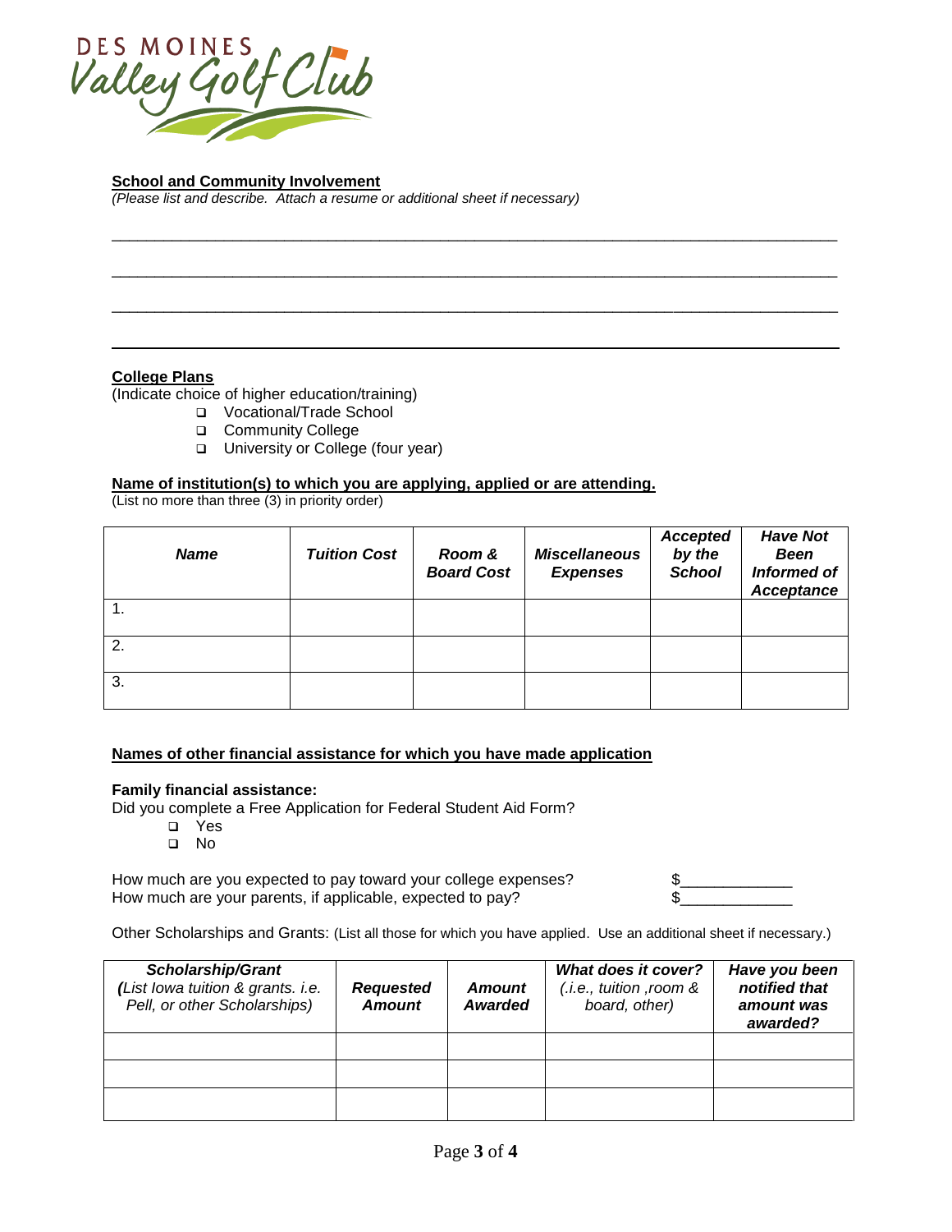DES MOINES Valley Golf Club

**School and Community Involvement**

*(Please list and describe. Attach a resume or additional sheet if necessary)*

______________________________________________________________________________

______________________________________________________________________________

______________________________________________________________________________

______________________________________________________________________________

**College Plans**

(Indicate choice of higher education/training)

- ❑ Vocational/Trade School
- ❑ Community College
- ❑ University or College (four year)

**Name of institution(s) to which you are applying, applied or are attending.**

(List no more than three (3) in priority order)

| *Name* | *Tuition Cost* | *Room & Board Cost* | *Miscellaneous Expenses* | *Accepted by the School* | *Have Not Been Informed of Acceptance* |
|---|---|---|---|---|---|
| 1. | | | | | |
| 2. | | | | | |
| 3. | | | | | |

**Names of other financial assistance for which you have made application**

**Family financial assistance:**

Did you complete a Free Application for Federal Student Aid Form?

- ❑ Yes
- ❑ No

How much are you expected to pay toward your college expenses? $____________

How much are your parents, if applicable, expected to pay? $____________

Other Scholarships and Grants: (List all those for which you have applied. Use an additional sheet if necessary.)

| *Scholarship/Grant (List Iowa tuition & grants. i.e. Pell, or other Scholarships)* | *Requested Amount* | *Amount Awarded* | *What does it cover? (.i.e., tuition ,room & board, other)* | *Have you been notified that amount was awarded?* |
|---|---|---|---|---|
| | | | | |
| | | | | |
| | | | | |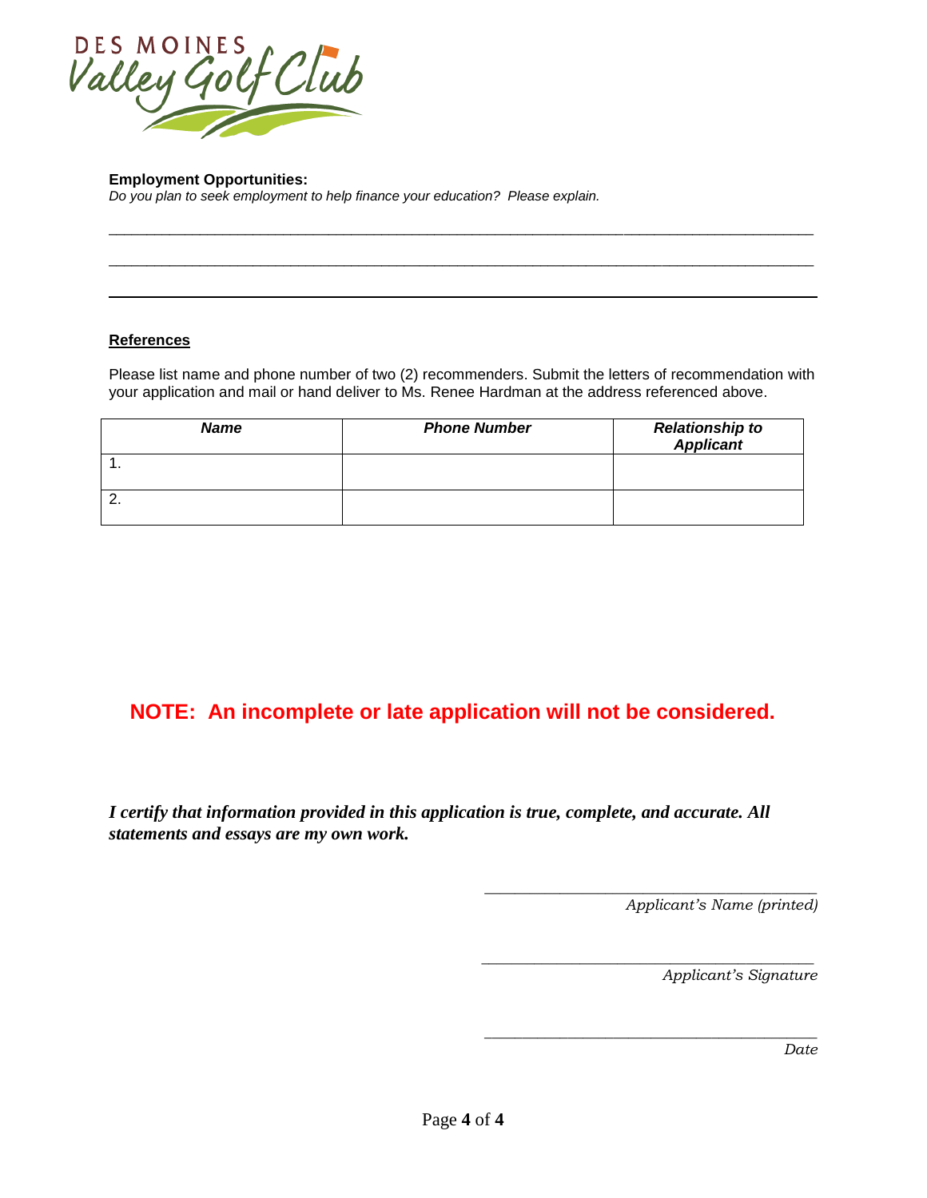**Employment Opportunities:**

*Do you plan to seek employment to help finance your education? Please explain.*

______________________________________________________________________________

______________________________________________________________________________

______________________________________________________________________________

**References**

Please list name and phone number of two (2) recommenders. Submit the letters of recommendation with your application and mail or hand deliver to Ms. Renee Hardman at the address referenced above.

| ***Name*** | ***Phone Number*** | ***Relationship to Applicant*** |
|---|---|---|
| 1. | | |
| 2. | | |

**NOTE: An incomplete or late application will not be considered.**

***I certify that information provided in this application is true, complete, and accurate. All statements and essays are my own work.***

_______________________________________
*Applicant's Name (printed)*

_______________________________________
*Applicant's Signature*

_______________________________________
*Date*